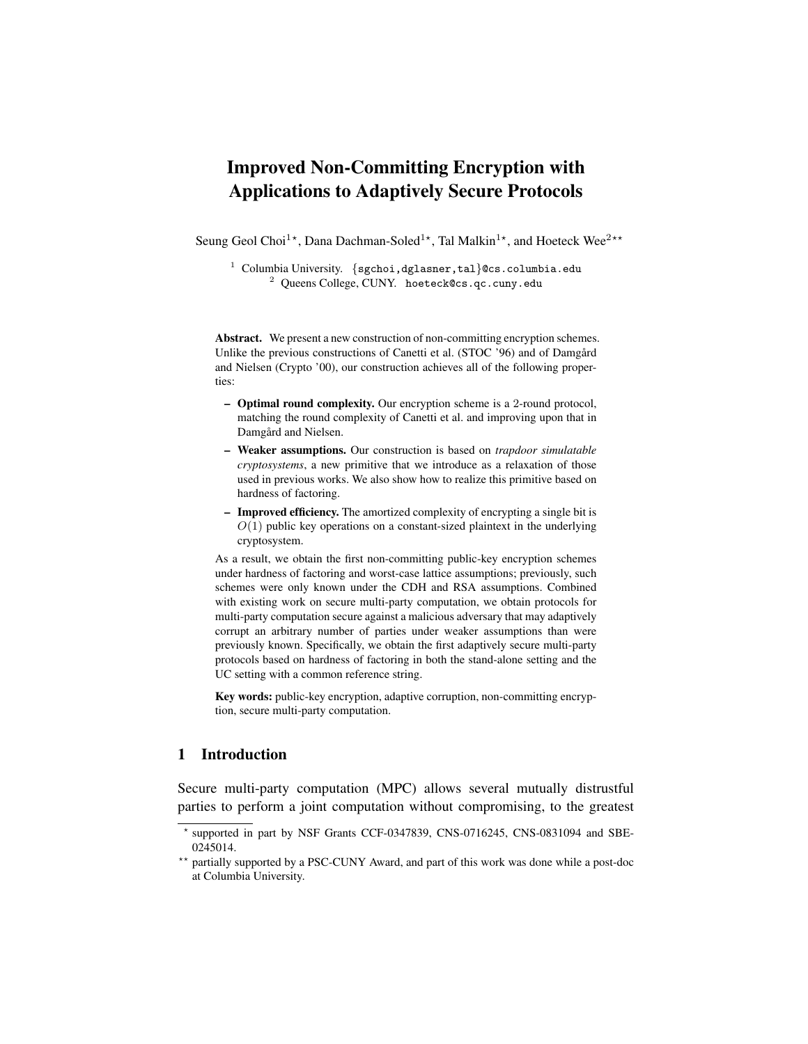# Improved Non-Committing Encryption with Applications to Adaptively Secure Protocols

Seung Geol Choi[1⋆], Dana Dachman-Soled[1⋆], Tal Malkin[1⋆], and Hoeteck Wee[2⋆⋆]

[1] Columbia University. {sgchoi,dglasner,tal}@cs.columbia.edu
[2] Queens College, CUNY. hoeteck@cs.qc.cuny.edu

**Abstract.** We present a new construction of non-committing encryption schemes. Unlike the previous constructions of Canetti et al. (STOC '96) and of Damgård and Nielsen (Crypto '00), our construction achieves all of the following properties:

- **Optimal round complexity.** Our encryption scheme is a 2-round protocol, matching the round complexity of Canetti et al. and improving upon that in Damgård and Nielsen.
- **Weaker assumptions.** Our construction is based on *trapdoor simulatable cryptosystems*, a new primitive that we introduce as a relaxation of those used in previous works. We also show how to realize this primitive based on hardness of factoring.
- **Improved efficiency.** The amortized complexity of encrypting a single bit is $O(1)$ public key operations on a constant-sized plaintext in the underlying cryptosystem.

As a result, we obtain the first non-committing public-key encryption schemes under hardness of factoring and worst-case lattice assumptions; previously, such schemes were only known under the CDH and RSA assumptions. Combined with existing work on secure multi-party computation, we obtain protocols for multi-party computation secure against a malicious adversary that may adaptively corrupt an arbitrary number of parties under weaker assumptions than were previously known. Specifically, we obtain the first adaptively secure multi-party protocols based on hardness of factoring in both the stand-alone setting and the UC setting with a common reference string.

**Key words:** public-key encryption, adaptive corruption, non-committing encryption, secure multi-party computation.

## 1 Introduction

Secure multi-party computation (MPC) allows several mutually distrustful parties to perform a joint computation without compromising, to the greatest

⋆ supported in part by NSF Grants CCF-0347839, CNS-0716245, CNS-0831094 and SBE-0245014.

⋆⋆ partially supported by a PSC-CUNY Award, and part of this work was done while a post-doc at Columbia University.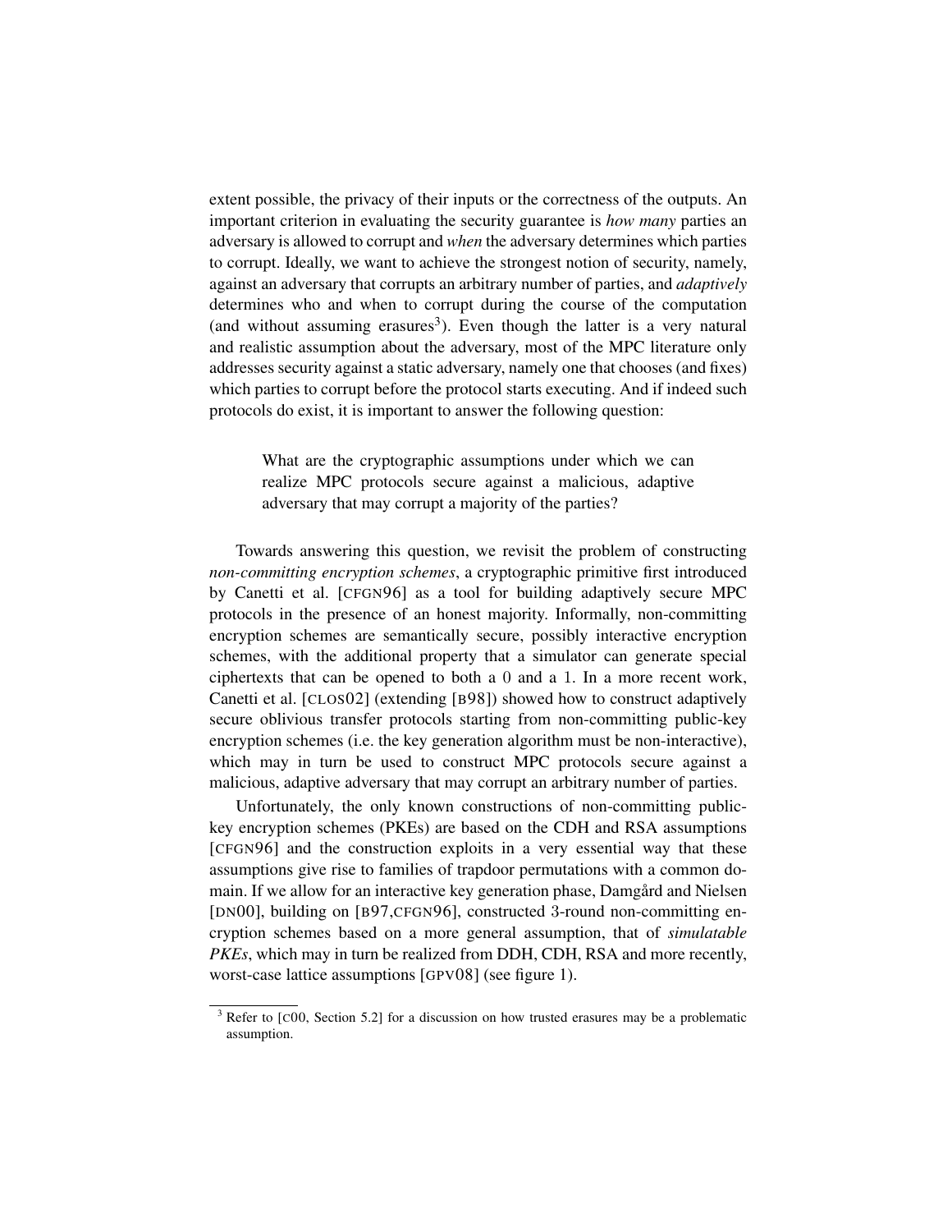extent possible, the privacy of their inputs or the correctness of the outputs. An important criterion in evaluating the security guarantee is *how many* parties an adversary is allowed to corrupt and *when* the adversary determines which parties to corrupt. Ideally, we want to achieve the strongest notion of security, namely, against an adversary that corrupts an arbitrary number of parties, and *adaptively* determines who and when to corrupt during the course of the computation (and without assuming erasures[3]). Even though the latter is a very natural and realistic assumption about the adversary, most of the MPC literature only addresses security against a static adversary, namely one that chooses (and fixes) which parties to corrupt before the protocol starts executing. And if indeed such protocols do exist, it is important to answer the following question:

> What are the cryptographic assumptions under which we can realize MPC protocols secure against a malicious, adaptive adversary that may corrupt a majority of the parties?

Towards answering this question, we revisit the problem of constructing *non-committing encryption schemes*, a cryptographic primitive first introduced by Canetti et al. [CFGN96] as a tool for building adaptively secure MPC protocols in the presence of an honest majority. Informally, non-committing encryption schemes are semantically secure, possibly interactive encryption schemes, with the additional property that a simulator can generate special ciphertexts that can be opened to both a 0 and a 1. In a more recent work, Canetti et al. [CLOS02] (extending [B98]) showed how to construct adaptively secure oblivious transfer protocols starting from non-committing public-key encryption schemes (i.e. the key generation algorithm must be non-interactive), which may in turn be used to construct MPC protocols secure against a malicious, adaptive adversary that may corrupt an arbitrary number of parties.

Unfortunately, the only known constructions of non-committing public-key encryption schemes (PKEs) are based on the CDH and RSA assumptions [CFGN96] and the construction exploits in a very essential way that these assumptions give rise to families of trapdoor permutations with a common domain. If we allow for an interactive key generation phase, Damgård and Nielsen [DN00], building on [B97,CFGN96], constructed 3-round non-committing encryption schemes based on a more general assumption, that of *simulatable PKEs*, which may in turn be realized from DDH, CDH, RSA and more recently, worst-case lattice assumptions [GPV08] (see figure 1).

[3] Refer to [C00, Section 5.2] for a discussion on how trusted erasures may be a problematic assumption.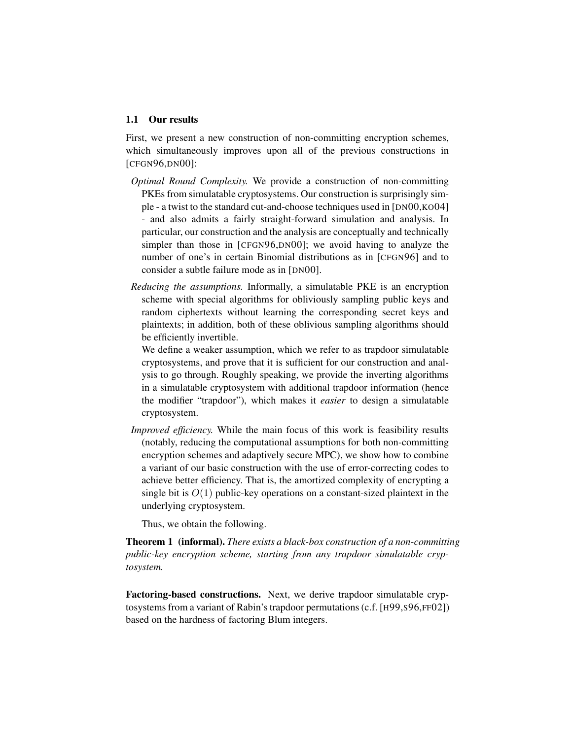### 1.1 Our results

First, we present a new construction of non-committing encryption schemes, which simultaneously improves upon all of the previous constructions in [CFGN96,DN00]:

*Optimal Round Complexity.* We provide a construction of non-committing PKEs from simulatable cryptosystems. Our construction is surprisingly simple - a twist to the standard cut-and-choose techniques used in [DN00,KO04] - and also admits a fairly straight-forward simulation and analysis. In particular, our construction and the analysis are conceptually and technically simpler than those in [CFGN96,DN00]; we avoid having to analyze the number of one's in certain Binomial distributions as in [CFGN96] and to consider a subtle failure mode as in [DN00].

*Reducing the assumptions.* Informally, a simulatable PKE is an encryption scheme with special algorithms for obliviously sampling public keys and random ciphertexts without learning the corresponding secret keys and plaintexts; in addition, both of these oblivious sampling algorithms should be efficiently invertible.

We define a weaker assumption, which we refer to as trapdoor simulatable cryptosystems, and prove that it is sufficient for our construction and analysis to go through. Roughly speaking, we provide the inverting algorithms in a simulatable cryptosystem with additional trapdoor information (hence the modifier "trapdoor"), which makes it *easier* to design a simulatable cryptosystem.

*Improved efficiency.* While the main focus of this work is feasibility results (notably, reducing the computational assumptions for both non-committing encryption schemes and adaptively secure MPC), we show how to combine a variant of our basic construction with the use of error-correcting codes to achieve better efficiency. That is, the amortized complexity of encrypting a single bit is $O(1)$ public-key operations on a constant-sized plaintext in the underlying cryptosystem.

Thus, we obtain the following.

**Theorem 1 (informal).** *There exists a black-box construction of a non-committing public-key encryption scheme, starting from any trapdoor simulatable cryptosystem.*

**Factoring-based constructions.** Next, we derive trapdoor simulatable cryptosystems from a variant of Rabin's trapdoor permutations (c.f. [H99,S96,FF02]) based on the hardness of factoring Blum integers.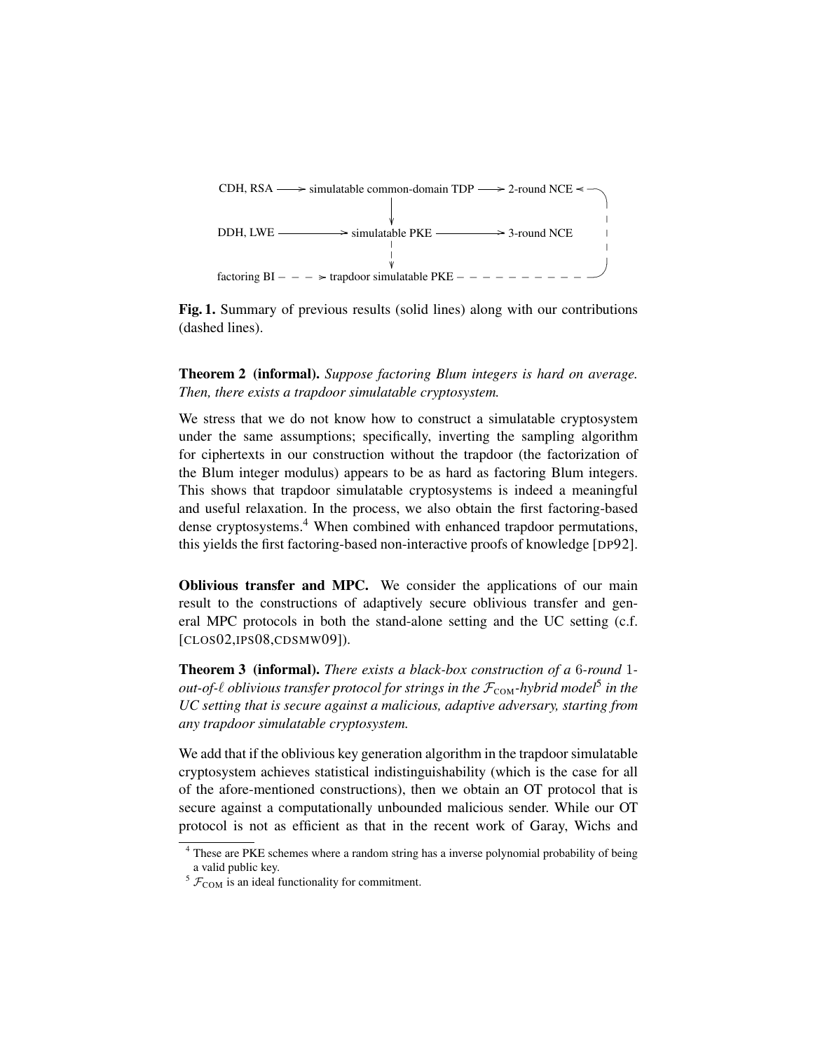```
CDH, RSA ——> simulatable common-domain TDP ——> 2-round NCE <- -
                          |                                    |
                          v                                    |
DDH, LWE ————————> simulatable PKE ————————> 3-round NCE       |
                          |                                    |
                          v                                    |
factoring BI - - - > trapdoor simulatable PKE - - - - - - - - - 
```

**Fig. 1.** Summary of previous results (solid lines) along with our contributions (dashed lines).

**Theorem 2 (informal).** *Suppose factoring Blum integers is hard on average. Then, there exists a trapdoor simulatable cryptosystem.*

We stress that we do not know how to construct a simulatable cryptosystem under the same assumptions; specifically, inverting the sampling algorithm for ciphertexts in our construction without the trapdoor (the factorization of the Blum integer modulus) appears to be as hard as factoring Blum integers. This shows that trapdoor simulatable cryptosystems is indeed a meaningful and useful relaxation. In the process, we also obtain the first factoring-based dense cryptosystems.[4] When combined with enhanced trapdoor permutations, this yields the first factoring-based non-interactive proofs of knowledge [DP92].

**Oblivious transfer and MPC.** We consider the applications of our main result to the constructions of adaptively secure oblivious transfer and general MPC protocols in both the stand-alone setting and the UC setting (c.f. [CLOS02,IPS08,CDSMW09]).

**Theorem 3 (informal).** *There exists a black-box construction of a* 6*-round* 1*-out-of-*$\ell$ *oblivious transfer protocol for strings in the* $\mathcal{F}_{\text{COM}}$*-hybrid model*[5] *in the UC setting that is secure against a malicious, adaptive adversary, starting from any trapdoor simulatable cryptosystem.*

We add that if the oblivious key generation algorithm in the trapdoor simulatable cryptosystem achieves statistical indistinguishability (which is the case for all of the afore-mentioned constructions), then we obtain an OT protocol that is secure against a computationally unbounded malicious sender. While our OT protocol is not as efficient as that in the recent work of Garay, Wichs and

[4] These are PKE schemes where a random string has a inverse polynomial probability of being a valid public key.

[5] $\mathcal{F}_{\text{COM}}$ is an ideal functionality for commitment.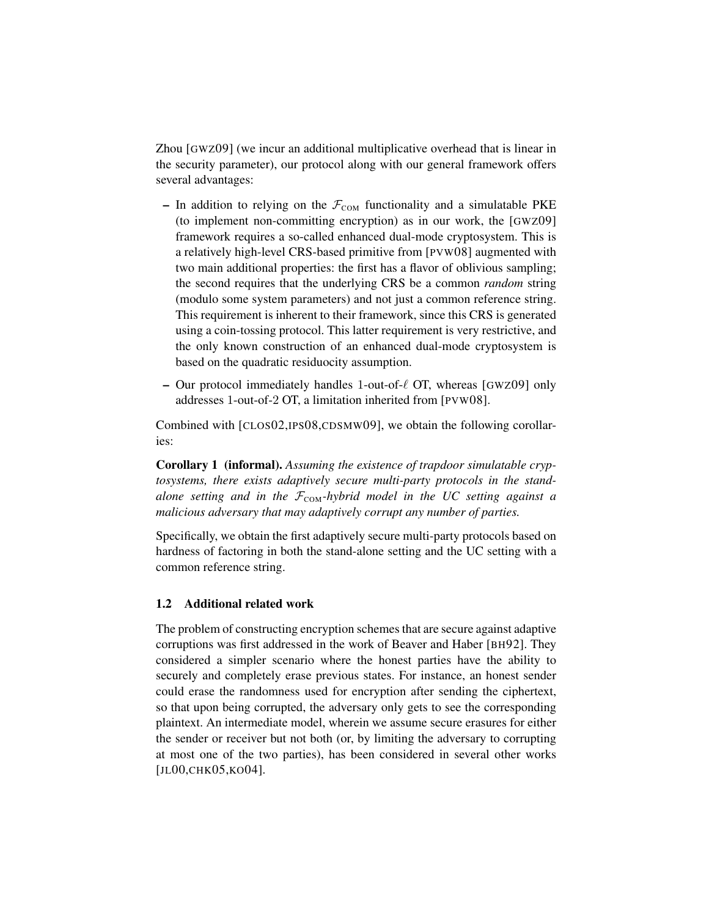Zhou [GWZ09] (we incur an additional multiplicative overhead that is linear in the security parameter), our protocol along with our general framework offers several advantages:

- In addition to relying on the $\mathcal{F}_{\text{COM}}$ functionality and a simulatable PKE (to implement non-committing encryption) as in our work, the [GWZ09] framework requires a so-called enhanced dual-mode cryptosystem. This is a relatively high-level CRS-based primitive from [PVW08] augmented with two main additional properties: the first has a flavor of oblivious sampling; the second requires that the underlying CRS be a common *random* string (modulo some system parameters) and not just a common reference string. This requirement is inherent to their framework, since this CRS is generated using a coin-tossing protocol. This latter requirement is very restrictive, and the only known construction of an enhanced dual-mode cryptosystem is based on the quadratic residuocity assumption.
- Our protocol immediately handles 1-out-of-$\ell$ OT, whereas [GWZ09] only addresses 1-out-of-2 OT, a limitation inherited from [PVW08].

Combined with [CLOS02,IPS08,CDSMW09], we obtain the following corollaries:

**Corollary 1 (informal).** *Assuming the existence of trapdoor simulatable cryptosystems, there exists adaptively secure multi-party protocols in the stand-alone setting and in the $\mathcal{F}_{\text{COM}}$-hybrid model in the UC setting against a malicious adversary that may adaptively corrupt any number of parties.*

Specifically, we obtain the first adaptively secure multi-party protocols based on hardness of factoring in both the stand-alone setting and the UC setting with a common reference string.

### 1.2 Additional related work

The problem of constructing encryption schemes that are secure against adaptive corruptions was first addressed in the work of Beaver and Haber [BH92]. They considered a simpler scenario where the honest parties have the ability to securely and completely erase previous states. For instance, an honest sender could erase the randomness used for encryption after sending the ciphertext, so that upon being corrupted, the adversary only gets to see the corresponding plaintext. An intermediate model, wherein we assume secure erasures for either the sender or receiver but not both (or, by limiting the adversary to corrupting at most one of the two parties), has been considered in several other works [JL00,CHK05,KO04].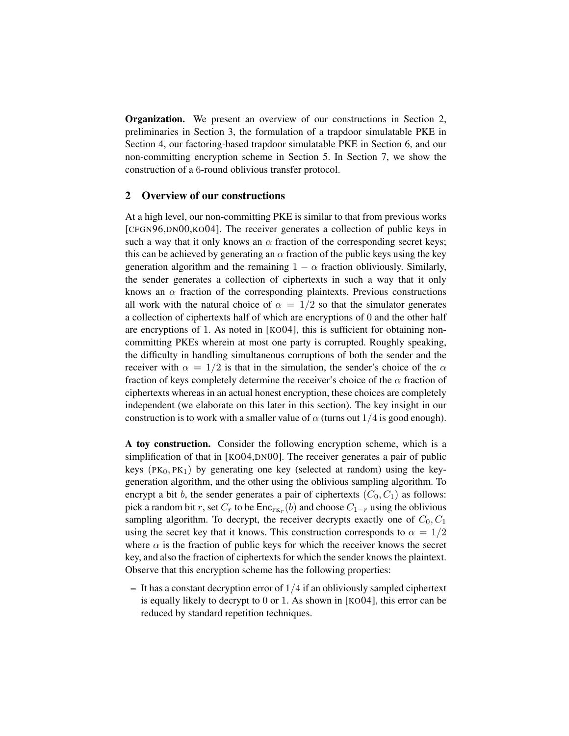**Organization.** We present an overview of our constructions in Section 2, preliminaries in Section 3, the formulation of a trapdoor simulatable PKE in Section 4, our factoring-based trapdoor simulatable PKE in Section 6, and our non-committing encryption scheme in Section 5. In Section 7, we show the construction of a 6-round oblivious transfer protocol.

## 2 Overview of our constructions

At a high level, our non-committing PKE is similar to that from previous works [CFGN96,DN00,KO04]. The receiver generates a collection of public keys in such a way that it only knows an $\alpha$ fraction of the corresponding secret keys; this can be achieved by generating an $\alpha$ fraction of the public keys using the key generation algorithm and the remaining $1 - \alpha$ fraction obliviously. Similarly, the sender generates a collection of ciphertexts in such a way that it only knows an $\alpha$ fraction of the corresponding plaintexts. Previous constructions all work with the natural choice of $\alpha = 1/2$ so that the simulator generates a collection of ciphertexts half of which are encryptions of $0$ and the other half are encryptions of $1$. As noted in [KO04], this is sufficient for obtaining non-committing PKEs wherein at most one party is corrupted. Roughly speaking, the difficulty in handling simultaneous corruptions of both the sender and the receiver with $\alpha = 1/2$ is that in the simulation, the sender's choice of the $\alpha$ fraction of keys completely determine the receiver's choice of the $\alpha$ fraction of ciphertexts whereas in an actual honest encryption, these choices are completely independent (we elaborate on this later in this section). The key insight in our construction is to work with a smaller value of $\alpha$ (turns out $1/4$ is good enough).

**A toy construction.** Consider the following encryption scheme, which is a simplification of that in [KO04,DN00]. The receiver generates a pair of public keys $(\text{PK}_0, \text{PK}_1)$ by generating one key (selected at random) using the key-generation algorithm, and the other using the oblivious sampling algorithm. To encrypt a bit $b$, the sender generates a pair of ciphertexts $(C_0, C_1)$ as follows: pick a random bit $r$, set $C_r$ to be $\mathsf{Enc}_{\text{PK}_r}(b)$ and choose $C_{1-r}$ using the oblivious sampling algorithm. To decrypt, the receiver decrypts exactly one of $C_0, C_1$ using the secret key that it knows. This construction corresponds to $\alpha = 1/2$ where $\alpha$ is the fraction of public keys for which the receiver knows the secret key, and also the fraction of ciphertexts for which the sender knows the plaintext. Observe that this encryption scheme has the following properties:

- It has a constant decryption error of $1/4$ if an obliviously sampled ciphertext is equally likely to decrypt to $0$ or $1$. As shown in [KO04], this error can be reduced by standard repetition techniques.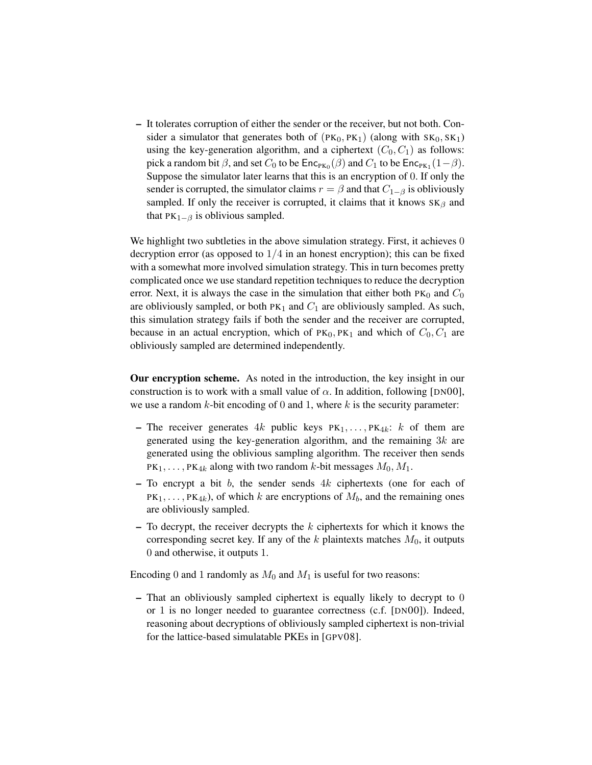– It tolerates corruption of either the sender or the receiver, but not both. Consider a simulator that generates both of $(\text{PK}_0, \text{PK}_1)$ (along with $\text{SK}_0, \text{SK}_1$) using the key-generation algorithm, and a ciphertext $(C_0, C_1)$ as follows: pick a random bit $\beta$, and set $C_0$ to be $\mathsf{Enc}_{\text{PK}_0}(\beta)$ and $C_1$ to be $\mathsf{Enc}_{\text{PK}_1}(1-\beta)$. Suppose the simulator later learns that this is an encryption of 0. If only the sender is corrupted, the simulator claims $r = \beta$ and that $C_{1-\beta}$ is obliviously sampled. If only the receiver is corrupted, it claims that it knows $\text{SK}_\beta$ and that $\text{PK}_{1-\beta}$ is oblivious sampled.

We highlight two subtleties in the above simulation strategy. First, it achieves 0 decryption error (as opposed to $1/4$ in an honest encryption); this can be fixed with a somewhat more involved simulation strategy. This in turn becomes pretty complicated once we use standard repetition techniques to reduce the decryption error. Next, it is always the case in the simulation that either both $\text{PK}_0$ and $C_0$ are obliviously sampled, or both $\text{PK}_1$ and $C_1$ are obliviously sampled. As such, this simulation strategy fails if both the sender and the receiver are corrupted, because in an actual encryption, which of $\text{PK}_0, \text{PK}_1$ and which of $C_0, C_1$ are obliviously sampled are determined independently.

**Our encryption scheme.** As noted in the introduction, the key insight in our construction is to work with a small value of $\alpha$. In addition, following [DN00], we use a random $k$-bit encoding of 0 and 1, where $k$ is the security parameter:

– The receiver generates $4k$ public keys $\text{PK}_1, \ldots, \text{PK}_{4k}$: $k$ of them are generated using the key-generation algorithm, and the remaining $3k$ are generated using the oblivious sampling algorithm. The receiver then sends $\text{PK}_1, \ldots, \text{PK}_{4k}$ along with two random $k$-bit messages $M_0, M_1$.

– To encrypt a bit $b$, the sender sends $4k$ ciphertexts (one for each of $\text{PK}_1, \ldots, \text{PK}_{4k}$), of which $k$ are encryptions of $M_b$, and the remaining ones are obliviously sampled.

– To decrypt, the receiver decrypts the $k$ ciphertexts for which it knows the corresponding secret key. If any of the $k$ plaintexts matches $M_0$, it outputs 0 and otherwise, it outputs 1.

Encoding 0 and 1 randomly as $M_0$ and $M_1$ is useful for two reasons:

– That an obliviously sampled ciphertext is equally likely to decrypt to 0 or 1 is no longer needed to guarantee correctness (c.f. [DN00]). Indeed, reasoning about decryptions of obliviously sampled ciphertext is non-trivial for the lattice-based simulatable PKEs in [GPV08].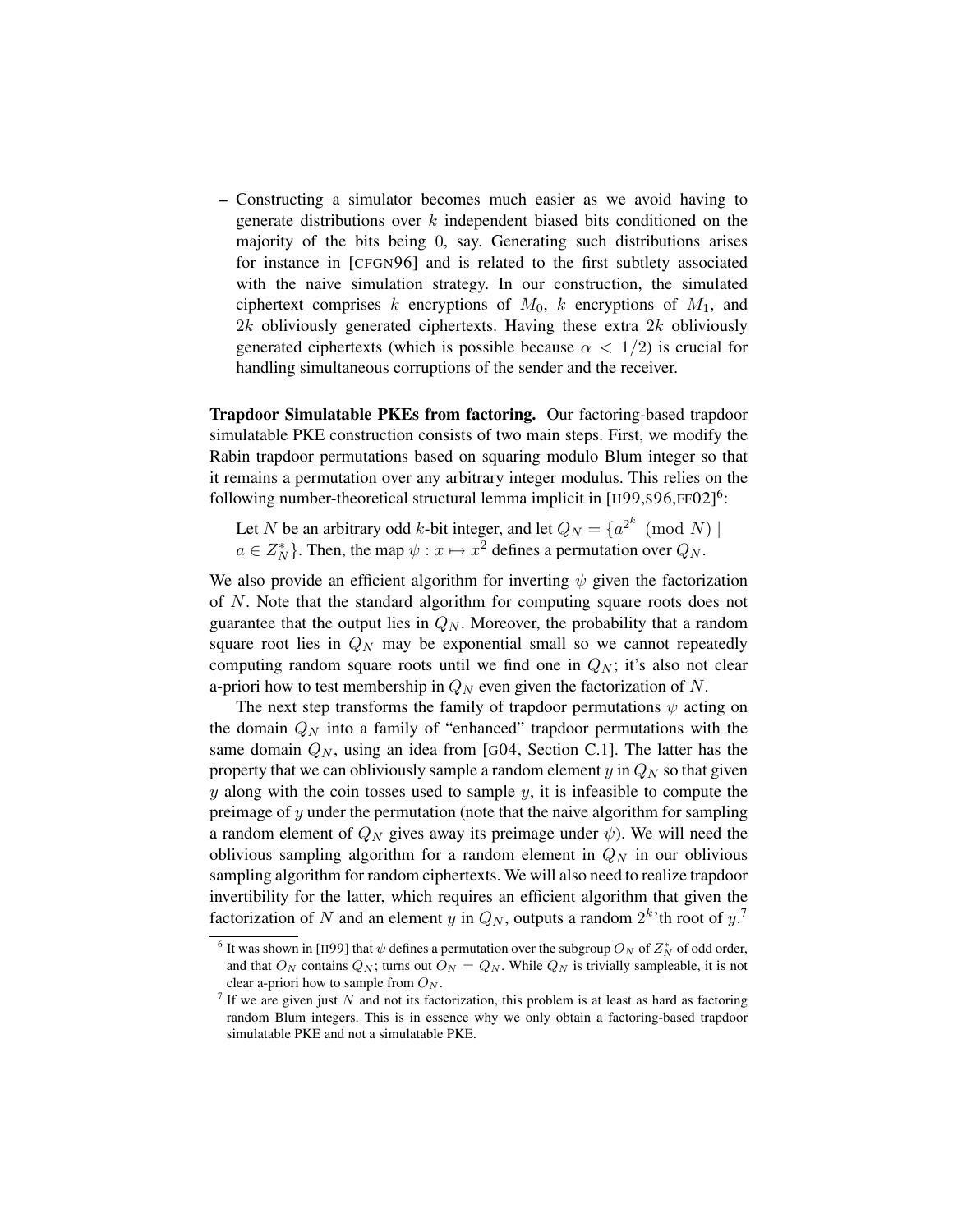- Constructing a simulator becomes much easier as we avoid having to generate distributions over $k$ independent biased bits conditioned on the majority of the bits being 0, say. Generating such distributions arises for instance in [CFGN96] and is related to the first subtlety associated with the naive simulation strategy. In our construction, the simulated ciphertext comprises $k$ encryptions of $M_0$, $k$ encryptions of $M_1$, and $2k$ obliviously generated ciphertexts. Having these extra $2k$ obliviously generated ciphertexts (which is possible because $\alpha < 1/2$) is crucial for handling simultaneous corruptions of the sender and the receiver.

**Trapdoor Simulatable PKEs from factoring.** Our factoring-based trapdoor simulatable PKE construction consists of two main steps. First, we modify the Rabin trapdoor permutations based on squaring modulo Blum integer so that it remains a permutation over any arbitrary integer modulus. This relies on the following number-theoretical structural lemma implicit in [H99,S96,FF02][6]:

> Let $N$ be an arbitrary odd $k$-bit integer, and let $Q_N = \{a^{2^k} \pmod N \mid a \in Z_N^*\}$. Then, the map $\psi : x \mapsto x^2$ defines a permutation over $Q_N$.

We also provide an efficient algorithm for inverting $\psi$ given the factorization of $N$. Note that the standard algorithm for computing square roots does not guarantee that the output lies in $Q_N$. Moreover, the probability that a random square root lies in $Q_N$ may be exponential small so we cannot repeatedly computing random square roots until we find one in $Q_N$; it's also not clear a-priori how to test membership in $Q_N$ even given the factorization of $N$.

The next step transforms the family of trapdoor permutations $\psi$ acting on the domain $Q_N$ into a family of "enhanced" trapdoor permutations with the same domain $Q_N$, using an idea from [G04, Section C.1]. The latter has the property that we can obliviously sample a random element $y$ in $Q_N$ so that given $y$ along with the coin tosses used to sample $y$, it is infeasible to compute the preimage of $y$ under the permutation (note that the naive algorithm for sampling a random element of $Q_N$ gives away its preimage under $\psi$). We will need the oblivious sampling algorithm for a random element in $Q_N$ in our oblivious sampling algorithm for random ciphertexts. We will also need to realize trapdoor invertibility for the latter, which requires an efficient algorithm that given the factorization of $N$ and an element $y$ in $Q_N$, outputs a random $2^k$'th root of $y$.[7]

[6] It was shown in [H99] that $\psi$ defines a permutation over the subgroup $O_N$ of $Z_N^*$ of odd order, and that $O_N$ contains $Q_N$; turns out $O_N = Q_N$. While $Q_N$ is trivially sampleable, it is not clear a-priori how to sample from $O_N$.

[7] If we are given just $N$ and not its factorization, this problem is at least as hard as factoring random Blum integers. This is in essence why we only obtain a factoring-based trapdoor simulatable PKE and not a simulatable PKE.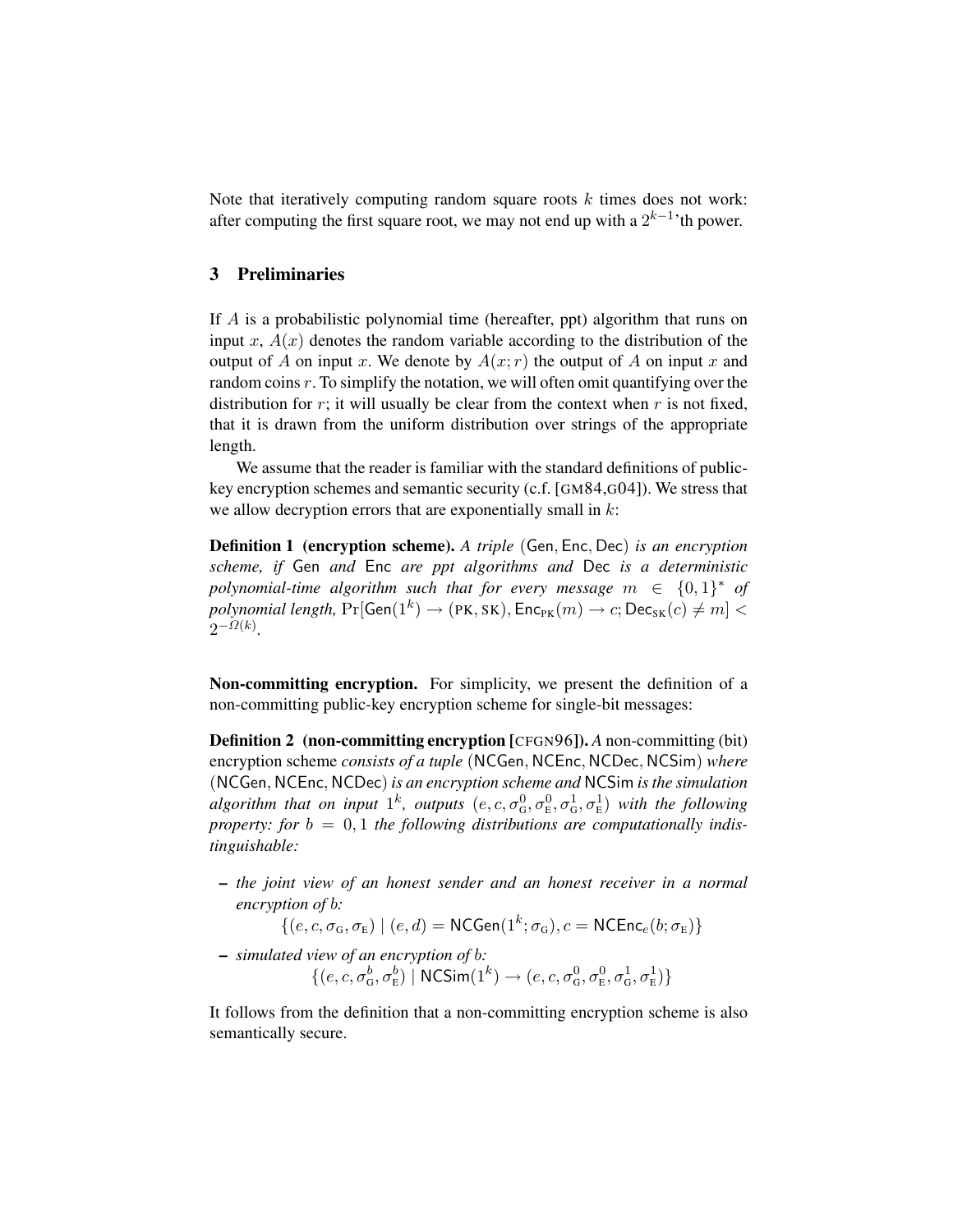Note that iteratively computing random square roots $k$ times does not work: after computing the first square root, we may not end up with a $2^{k-1}$'th power.

## 3 Preliminaries

If $A$ is a probabilistic polynomial time (hereafter, ppt) algorithm that runs on input $x$, $A(x)$ denotes the random variable according to the distribution of the output of $A$ on input $x$. We denote by $A(x; r)$ the output of $A$ on input $x$ and random coins $r$. To simplify the notation, we will often omit quantifying over the distribution for $r$; it will usually be clear from the context when $r$ is not fixed, that it is drawn from the uniform distribution over strings of the appropriate length.

We assume that the reader is familiar with the standard definitions of public-key encryption schemes and semantic security (c.f. [GM84,G04]). We stress that we allow decryption errors that are exponentially small in $k$:

**Definition 1 (encryption scheme).** *A triple* $(\mathsf{Gen}, \mathsf{Enc}, \mathsf{Dec})$ *is an encryption scheme, if* $\mathsf{Gen}$ *and* $\mathsf{Enc}$ *are ppt algorithms and* $\mathsf{Dec}$ *is a deterministic polynomial-time algorithm such that for every message* $m \in \{0,1\}^*$ *of polynomial length,* $\Pr[\mathsf{Gen}(1^k) \rightarrow (\text{PK}, \text{SK}), \mathsf{Enc}_{\text{PK}}(m) \rightarrow c; \mathsf{Dec}_{\text{SK}}(c) \neq m] < 2^{-\Omega(k)}$.

**Non-committing encryption.** For simplicity, we present the definition of a non-committing public-key encryption scheme for single-bit messages:

**Definition 2 (non-committing encryption [CFGN96]).** *A* non-committing (bit) encryption scheme *consists of a tuple* $(\mathsf{NCGen}, \mathsf{NCEnc}, \mathsf{NCDec}, \mathsf{NCSim})$ *where* $(\mathsf{NCGen}, \mathsf{NCEnc}, \mathsf{NCDec})$ *is an encryption scheme and* $\mathsf{NCSim}$ *is the simulation algorithm that on input* $1^k$*, outputs* $(e, c, \sigma_{\text{G}}^0, \sigma_{\text{E}}^0, \sigma_{\text{G}}^1, \sigma_{\text{E}}^1)$ *with the following property: for* $b = 0, 1$ *the following distributions are computationally indistinguishable:*

- *the joint view of an honest sender and an honest receiver in a normal encryption of* $b$*:*
  $$\{(e, c, \sigma_{\text{G}}, \sigma_{\text{E}}) \mid (e, d) = \mathsf{NCGen}(1^k; \sigma_{\text{G}}), c = \mathsf{NCEnc}_e(b; \sigma_{\text{E}})\}$$
- *simulated view of an encryption of* $b$*:*
  $$\{(e, c, \sigma_{\text{G}}^b, \sigma_{\text{E}}^b) \mid \mathsf{NCSim}(1^k) \rightarrow (e, c, \sigma_{\text{G}}^0, \sigma_{\text{E}}^0, \sigma_{\text{G}}^1, \sigma_{\text{E}}^1)\}$$

It follows from the definition that a non-committing encryption scheme is also semantically secure.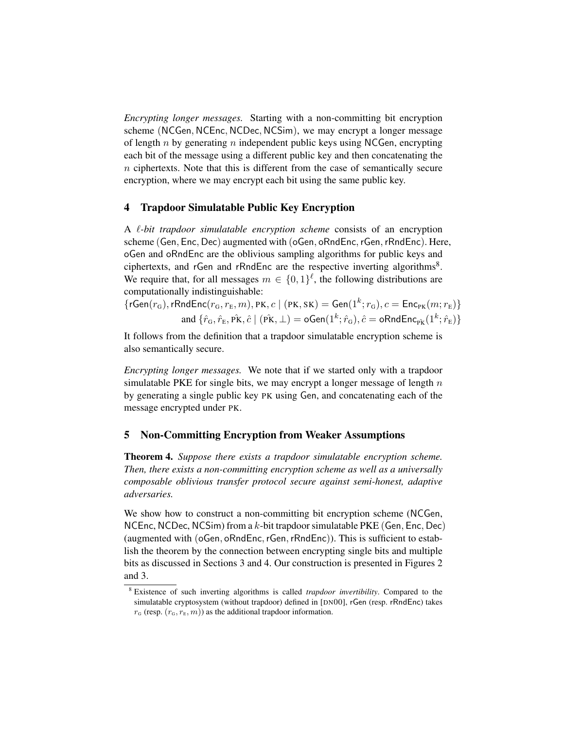*Encrypting longer messages.* Starting with a non-committing bit encryption scheme (NCGen, NCEnc, NCDec, NCSim), we may encrypt a longer message of length $n$ by generating $n$ independent public keys using NCGen, encrypting each bit of the message using a different public key and then concatenating the $n$ ciphertexts. Note that this is different from the case of semantically secure encryption, where we may encrypt each bit using the same public key.

## 4 Trapdoor Simulatable Public Key Encryption

A *$\ell$-bit trapdoor simulatable encryption scheme* consists of an encryption scheme (Gen, Enc, Dec) augmented with (oGen, oRndEnc, rGen, rRndEnc). Here, oGen and oRndEnc are the oblivious sampling algorithms for public keys and ciphertexts, and rGen and rRndEnc are the respective inverting algorithms[8]. We require that, for all messages $m \in \{0,1\}^\ell$, the following distributions are computationally indistinguishable:

$$\{\mathsf{rGen}(r_{\mathrm{G}}), \mathsf{rRndEnc}(r_{\mathrm{G}}, r_{\mathrm{E}}, m), \mathrm{PK}, c \mid (\mathrm{PK}, \mathrm{SK}) = \mathsf{Gen}(1^k; r_{\mathrm{G}}), c = \mathsf{Enc}_{\mathrm{PK}}(m; r_{\mathrm{E}})\}$$
$$\text{and } \{\hat{r}_{\mathrm{G}}, \hat{r}_{\mathrm{E}}, \hat{\mathrm{PK}}, \hat{c} \mid (\hat{\mathrm{PK}}, \perp) = \mathsf{oGen}(1^k; \hat{r}_{\mathrm{G}}), \hat{c} = \mathsf{oRndEnc}_{\hat{\mathrm{PK}}}(1^k; \hat{r}_{\mathrm{E}})\}$$

It follows from the definition that a trapdoor simulatable encryption scheme is also semantically secure.

*Encrypting longer messages.* We note that if we started only with a trapdoor simulatable PKE for single bits, we may encrypt a longer message of length $n$ by generating a single public key PK using Gen, and concatenating each of the message encrypted under PK.

## 5 Non-Committing Encryption from Weaker Assumptions

**Theorem 4.** *Suppose there exists a trapdoor simulatable encryption scheme. Then, there exists a non-committing encryption scheme as well as a universally composable oblivious transfer protocol secure against semi-honest, adaptive adversaries.*

We show how to construct a non-committing bit encryption scheme (NCGen, NCEnc, NCDec, NCSim) from a $k$-bit trapdoor simulatable PKE (Gen, Enc, Dec) (augmented with (oGen, oRndEnc, rGen, rRndEnc)). This is sufficient to establish the theorem by the connection between encrypting single bits and multiple bits as discussed in Sections 3 and 4. Our construction is presented in Figures 2 and 3.

[8] Existence of such inverting algorithms is called *trapdoor invertibility*. Compared to the simulatable cryptosystem (without trapdoor) defined in [DN00], rGen (resp. rRndEnc) takes $r_{\mathrm{G}}$ (resp. $(r_{\mathrm{G}}, r_{\mathrm{E}}, m)$) as the additional trapdoor information.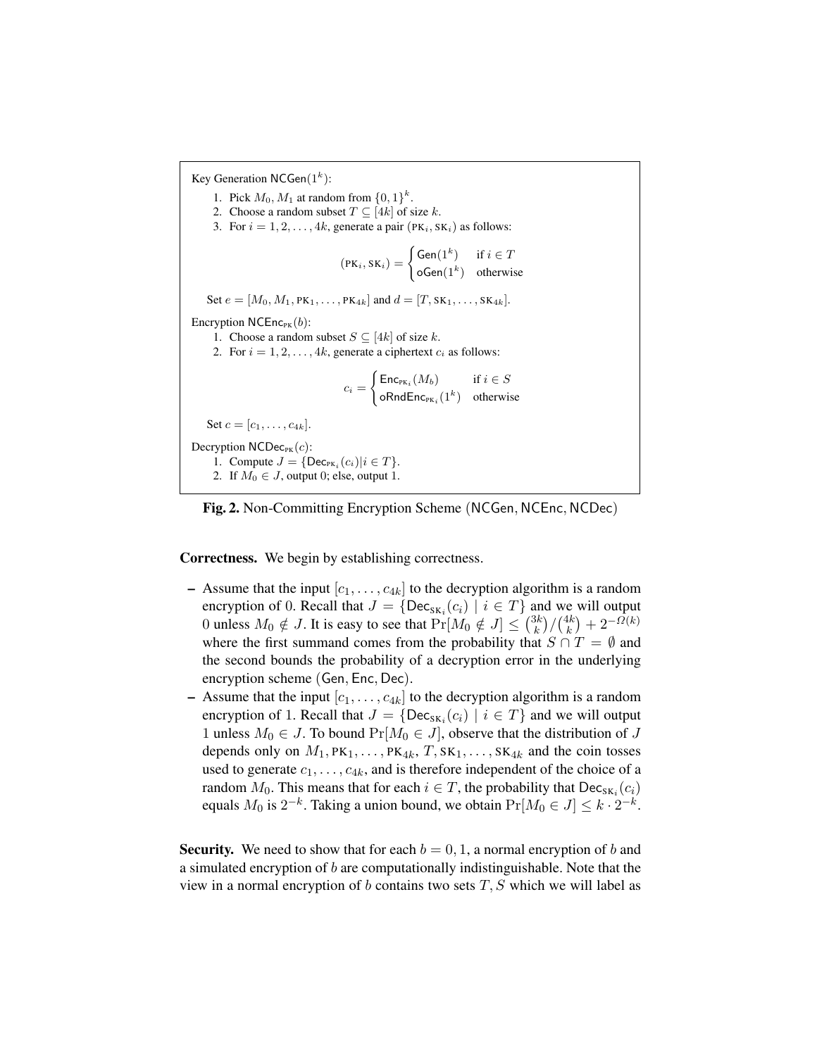Key Generation $\mathsf{NCGen}(1^k)$:

1. Pick $M_0, M_1$ at random from $\{0,1\}^k$.
2. Choose a random subset $T \subseteq [4k]$ of size $k$.
3. For $i = 1, 2, \ldots, 4k$, generate a pair $(\text{PK}_i, \text{SK}_i)$ as follows:

$$(\text{PK}_i, \text{SK}_i) = \begin{cases} \mathsf{Gen}(1^k) & \text{if } i \in T \\ \mathsf{oGen}(1^k) & \text{otherwise} \end{cases}$$

Set $e = [M_0, M_1, \text{PK}_1, \ldots, \text{PK}_{4k}]$ and $d = [T, \text{SK}_1, \ldots, \text{SK}_{4k}]$.

Encryption $\mathsf{NCEnc}_{\text{PK}}(b)$:

1. Choose a random subset $S \subseteq [4k]$ of size $k$.
2. For $i = 1, 2, \ldots, 4k$, generate a ciphertext $c_i$ as follows:

$$c_i = \begin{cases} \mathsf{Enc}_{\text{PK}_i}(M_b) & \text{if } i \in S \\ \mathsf{oRndEnc}_{\text{PK}_i}(1^k) & \text{otherwise} \end{cases}$$

Set $c = [c_1, \ldots, c_{4k}]$.

Decryption $\mathsf{NCDec}_{\text{PK}}(c)$:

1. Compute $J = \{\mathsf{Dec}_{\text{PK}_i}(c_i) | i \in T\}$.
2. If $M_0 \in J$, output 0; else, output 1.

**Fig. 2.** Non-Committing Encryption Scheme $(\mathsf{NCGen}, \mathsf{NCEnc}, \mathsf{NCDec})$

**Correctness.** We begin by establishing correctness.

- Assume that the input $[c_1, \ldots, c_{4k}]$ to the decryption algorithm is a random encryption of 0. Recall that $J = \{\mathsf{Dec}_{\text{SK}_i}(c_i) \mid i \in T\}$ and we will output 0 unless $M_0 \notin J$. It is easy to see that $\Pr[M_0 \notin J] \leq \binom{3k}{k}/\binom{4k}{k} + 2^{-\Omega(k)}$ where the first summand comes from the probability that $S \cap T = \emptyset$ and the second bounds the probability of a decryption error in the underlying encryption scheme $(\mathsf{Gen}, \mathsf{Enc}, \mathsf{Dec})$.
- Assume that the input $[c_1, \ldots, c_{4k}]$ to the decryption algorithm is a random encryption of 1. Recall that $J = \{\mathsf{Dec}_{\text{SK}_i}(c_i) \mid i \in T\}$ and we will output 1 unless $M_0 \in J$. To bound $\Pr[M_0 \in J]$, observe that the distribution of $J$ depends only on $M_1, \text{PK}_1, \ldots, \text{PK}_{4k}, T, \text{SK}_1, \ldots, \text{SK}_{4k}$ and the coin tosses used to generate $c_1, \ldots, c_{4k}$, and is therefore independent of the choice of a random $M_0$. This means that for each $i \in T$, the probability that $\mathsf{Dec}_{\text{SK}_i}(c_i)$ equals $M_0$ is $2^{-k}$. Taking a union bound, we obtain $\Pr[M_0 \in J] \leq k \cdot 2^{-k}$.

**Security.** We need to show that for each $b = 0, 1$, a normal encryption of $b$ and a simulated encryption of $b$ are computationally indistinguishable. Note that the view in a normal encryption of $b$ contains two sets $T, S$ which we will label as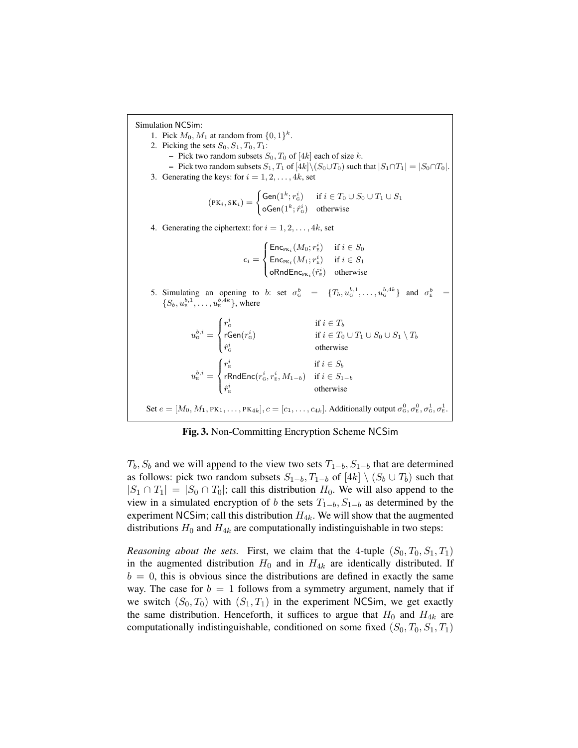Simulation NCSim:

1. Pick $M_0, M_1$ at random from $\{0,1\}^k$.
2. Picking the sets $S_0, S_1, T_0, T_1$:
   - Pick two random subsets $S_0, T_0$ of $[4k]$ each of size $k$.
   - Pick two random subsets $S_1, T_1$ of $[4k] \setminus (S_0 \cup T_0)$ such that $|S_1 \cap T_1| = |S_0 \cap T_0|$.
3. Generating the keys: for $i = 1, 2, \ldots, 4k$, set

$$(\text{PK}_i, \text{SK}_i) = \begin{cases} \mathsf{Gen}(1^k; r_{\text{G}}^i) & \text{if } i \in T_0 \cup S_0 \cup T_1 \cup S_1 \\ \mathsf{oGen}(1^k; \hat{r}_{\text{G}}^i) & \text{otherwise} \end{cases}$$

4. Generating the ciphertext: for $i = 1, 2, \ldots, 4k$, set

$$c_i = \begin{cases} \mathsf{Enc}_{\text{PK}_i}(M_0; r_{\text{E}}^i) & \text{if } i \in S_0 \\ \mathsf{Enc}_{\text{PK}_i}(M_1; r_{\text{E}}^i) & \text{if } i \in S_1 \\ \mathsf{oRndEnc}_{\text{PK}_i}(\hat{r}_{\text{E}}^i) & \text{otherwise} \end{cases}$$

5. Simulating an opening to $b$: set $\sigma_{\text{G}}^b = \{T_b, u_{\text{G}}^{b,1}, \ldots, u_{\text{G}}^{b,4k}\}$ and $\sigma_{\text{E}}^b = \{S_b, u_{\text{E}}^{b,1}, \ldots, u_{\text{E}}^{b,4k}\}$, where

$$u_{\text{G}}^{b,i} = \begin{cases} r_{\text{G}}^i & \text{if } i \in T_b \\ \mathsf{rGen}(r_{\text{G}}^i) & \text{if } i \in T_0 \cup T_1 \cup S_0 \cup S_1 \setminus T_b \\ \hat{r}_{\text{G}}^i & \text{otherwise} \end{cases}$$

$$u_{\text{E}}^{b,i} = \begin{cases} r_{\text{E}}^i & \text{if } i \in S_b \\ \mathsf{rRndEnc}(r_{\text{G}}^i, r_{\text{E}}^i, M_{1-b}) & \text{if } i \in S_{1-b} \\ \hat{r}_{\text{E}}^i & \text{otherwise} \end{cases}$$

Set $e = [M_0, M_1, \text{PK}_1, \ldots, \text{PK}_{4k}]$, $c = [c_1, \ldots, c_{4k}]$. Additionally output $\sigma_{\text{G}}^0, \sigma_{\text{E}}^0, \sigma_{\text{G}}^1, \sigma_{\text{E}}^1$.

**Fig. 3.** Non-Committing Encryption Scheme NCSim

$T_b, S_b$ and we will append to the view two sets $T_{1-b}, S_{1-b}$ that are determined as follows: pick two random subsets $S_{1-b}, T_{1-b}$ of $[4k] \setminus (S_b \cup T_b)$ such that $|S_1 \cap T_1| = |S_0 \cap T_0|$; call this distribution $H_0$. We will also append to the view in a simulated encryption of $b$ the sets $T_{1-b}, S_{1-b}$ as determined by the experiment NCSim; call this distribution $H_{4k}$. We will show that the augmented distributions $H_0$ and $H_{4k}$ are computationally indistinguishable in two steps:

*Reasoning about the sets.* First, we claim that the 4-tuple $(S_0, T_0, S_1, T_1)$ in the augmented distribution $H_0$ and in $H_{4k}$ are identically distributed. If $b = 0$, this is obvious since the distributions are defined in exactly the same way. The case for $b = 1$ follows from a symmetry argument, namely that if we switch $(S_0, T_0)$ with $(S_1, T_1)$ in the experiment NCSim, we get exactly the same distribution. Henceforth, it suffices to argue that $H_0$ and $H_{4k}$ are computationally indistinguishable, conditioned on some fixed $(S_0, T_0, S_1, T_1)$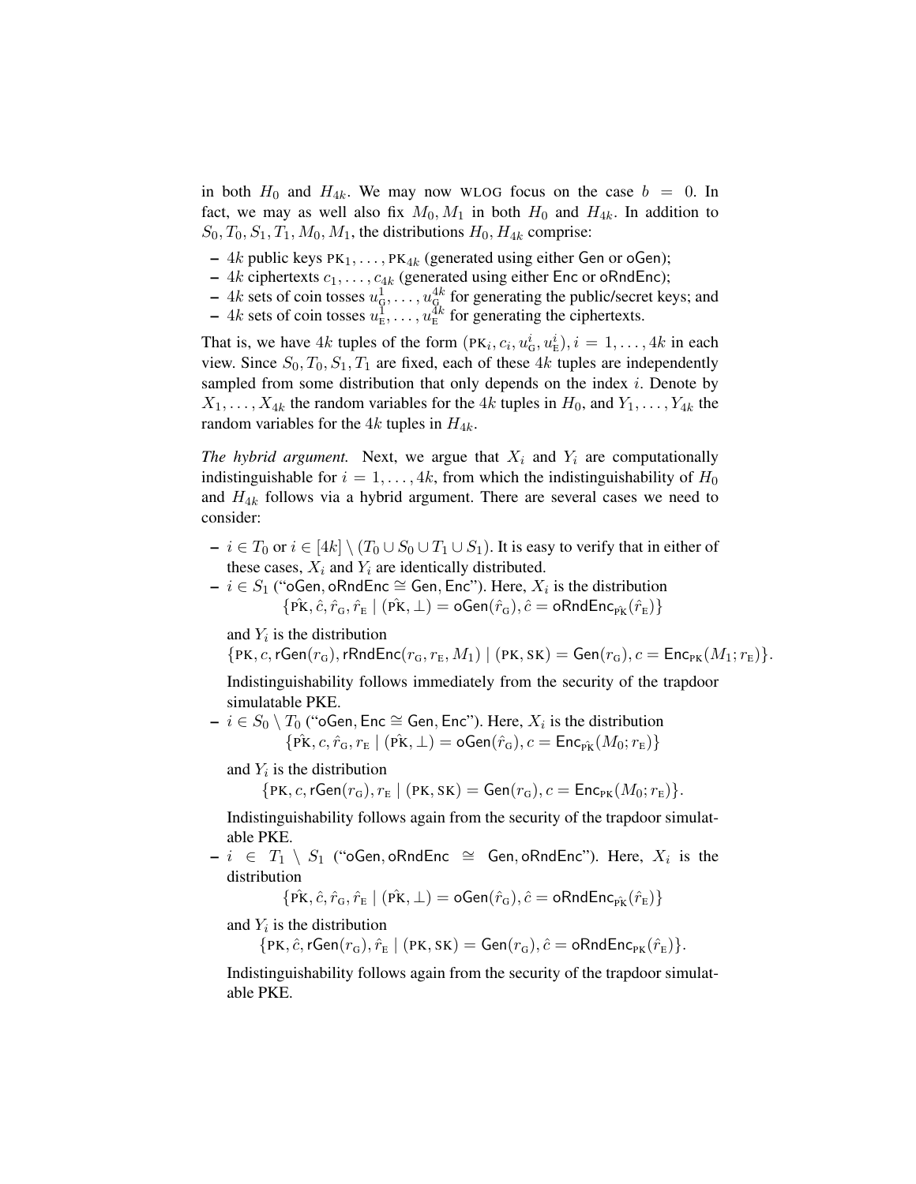in both $H_0$ and $H_{4k}$. We may now WLOG focus on the case $b = 0$. In fact, we may as well also fix $M_0, M_1$ in both $H_0$ and $H_{4k}$. In addition to $S_0, T_0, S_1, T_1, M_0, M_1$, the distributions $H_0, H_{4k}$ comprise:

- $4k$ public keys $\text{PK}_1, \ldots, \text{PK}_{4k}$ (generated using either $\mathsf{Gen}$ or $\mathsf{oGen}$);
- $4k$ ciphertexts $c_1, \ldots, c_{4k}$ (generated using either $\mathsf{Enc}$ or $\mathsf{oRndEnc}$);
- $4k$ sets of coin tosses $u_{\text{G}}^1, \ldots, u_{\text{G}}^{4k}$ for generating the public/secret keys; and
- $4k$ sets of coin tosses $u_{\text{E}}^1, \ldots, u_{\text{E}}^{4k}$ for generating the ciphertexts.

That is, we have $4k$ tuples of the form $(\text{PK}_i, c_i, u_{\text{G}}^i, u_{\text{E}}^i), i = 1, \ldots, 4k$ in each view. Since $S_0, T_0, S_1, T_1$ are fixed, each of these $4k$ tuples are independently sampled from some distribution that only depends on the index $i$. Denote by $X_1, \ldots, X_{4k}$ the random variables for the $4k$ tuples in $H_0$, and $Y_1, \ldots, Y_{4k}$ the random variables for the $4k$ tuples in $H_{4k}$.

*The hybrid argument.* Next, we argue that $X_i$ and $Y_i$ are computationally indistinguishable for $i = 1, \ldots, 4k$, from which the indistinguishability of $H_0$ and $H_{4k}$ follows via a hybrid argument. There are several cases we need to consider:

- $i \in T_0$ or $i \in [4k] \setminus (T_0 \cup S_0 \cup T_1 \cup S_1)$. It is easy to verify that in either of these cases, $X_i$ and $Y_i$ are identically distributed.
- $i \in S_1$ ("$\mathsf{oGen}, \mathsf{oRndEnc} \cong \mathsf{Gen}, \mathsf{Enc}$"). Here, $X_i$ is the distribution
$$\{\hat{\text{PK}}, \hat{c}, \hat{r}_{\text{G}}, \hat{r}_{\text{E}} \mid (\hat{\text{PK}}, \bot) = \mathsf{oGen}(\hat{r}_{\text{G}}), \hat{c} = \mathsf{oRndEnc}_{\hat{\text{PK}}}(\hat{r}_{\text{E}})\}$$
and $Y_i$ is the distribution
$$\{\text{PK}, c, \mathsf{rGen}(r_{\text{G}}), \mathsf{rRndEnc}(r_{\text{G}}, r_{\text{E}}, M_1) \mid (\text{PK}, \text{SK}) = \mathsf{Gen}(r_{\text{G}}), c = \mathsf{Enc}_{\text{PK}}(M_1; r_{\text{E}})\}.$$
Indistinguishability follows immediately from the security of the trapdoor simulatable PKE.
- $i \in S_0 \setminus T_0$ ("$\mathsf{oGen}, \mathsf{Enc} \cong \mathsf{Gen}, \mathsf{Enc}$"). Here, $X_i$ is the distribution
$$\{\hat{\text{PK}}, c, \hat{r}_{\text{G}}, r_{\text{E}} \mid (\hat{\text{PK}}, \bot) = \mathsf{oGen}(\hat{r}_{\text{G}}), c = \mathsf{Enc}_{\hat{\text{PK}}}(M_0; r_{\text{E}})\}$$
and $Y_i$ is the distribution
$$\{\text{PK}, c, \mathsf{rGen}(r_{\text{G}}), r_{\text{E}} \mid (\text{PK}, \text{SK}) = \mathsf{Gen}(r_{\text{G}}), c = \mathsf{Enc}_{\text{PK}}(M_0; r_{\text{E}})\}.$$
Indistinguishability follows again from the security of the trapdoor simulatable PKE.
- $i \in T_1 \setminus S_1$ ("$\mathsf{oGen}, \mathsf{oRndEnc} \cong \mathsf{Gen}, \mathsf{oRndEnc}$"). Here, $X_i$ is the distribution
$$\{\hat{\text{PK}}, \hat{c}, \hat{r}_{\text{G}}, \hat{r}_{\text{E}} \mid (\hat{\text{PK}}, \bot) = \mathsf{oGen}(\hat{r}_{\text{G}}), \hat{c} = \mathsf{oRndEnc}_{\hat{\text{PK}}}(\hat{r}_{\text{E}})\}$$
and $Y_i$ is the distribution
$$\{\text{PK}, \hat{c}, \mathsf{rGen}(r_{\text{G}}), \hat{r}_{\text{E}} \mid (\text{PK}, \text{SK}) = \mathsf{Gen}(r_{\text{G}}), \hat{c} = \mathsf{oRndEnc}_{\text{PK}}(\hat{r}_{\text{E}})\}.$$
Indistinguishability follows again from the security of the trapdoor simulatable PKE.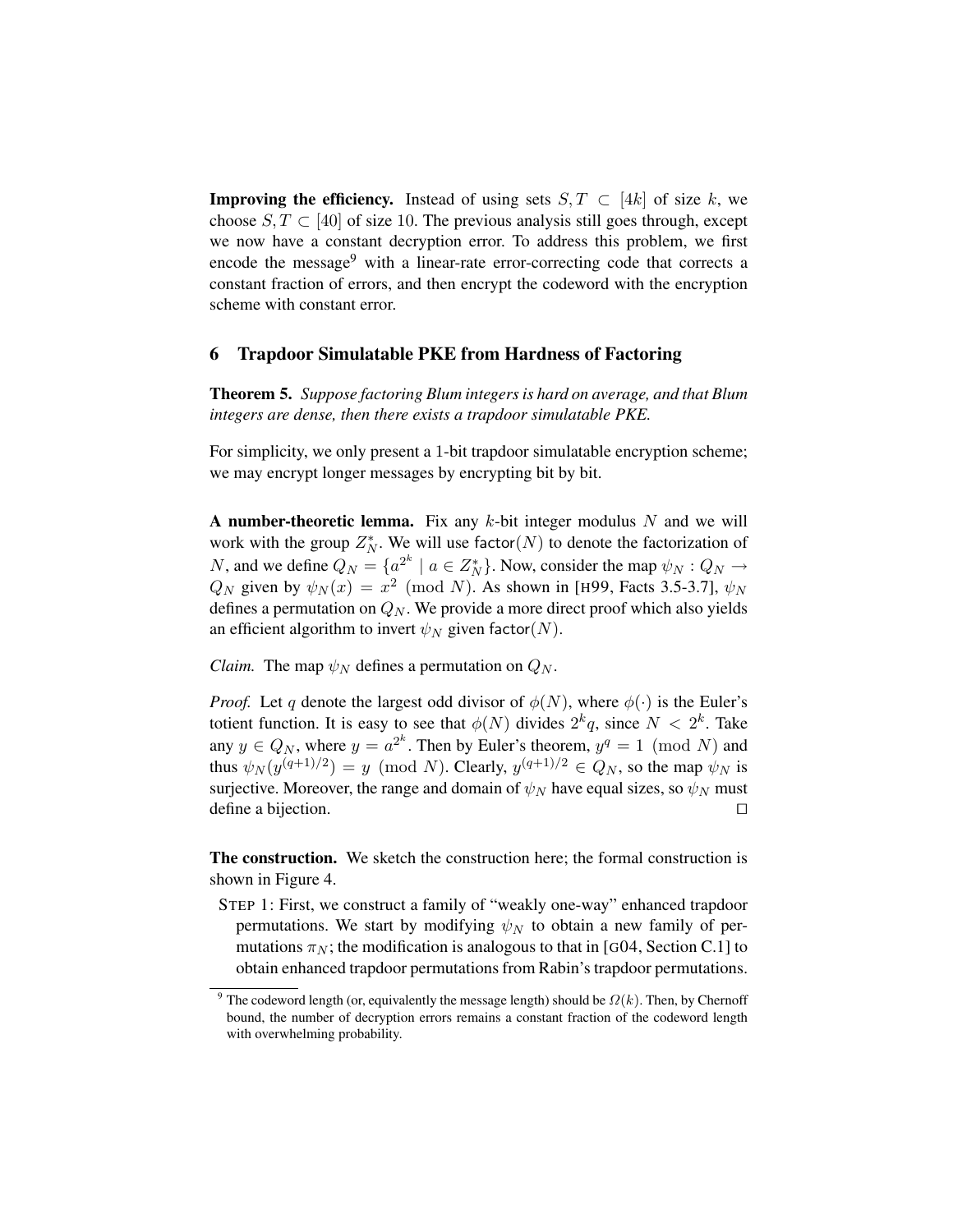**Improving the efficiency.** Instead of using sets $S, T \subset [4k]$ of size $k$, we choose $S, T \subset [40]$ of size 10. The previous analysis still goes through, except we now have a constant decryption error. To address this problem, we first encode the message[9] with a linear-rate error-correcting code that corrects a constant fraction of errors, and then encrypt the codeword with the encryption scheme with constant error.

## 6 Trapdoor Simulatable PKE from Hardness of Factoring

**Theorem 5.** *Suppose factoring Blum integers is hard on average, and that Blum integers are dense, then there exists a trapdoor simulatable PKE.*

For simplicity, we only present a 1-bit trapdoor simulatable encryption scheme; we may encrypt longer messages by encrypting bit by bit.

**A number-theoretic lemma.** Fix any $k$-bit integer modulus $N$ and we will work with the group $Z_N^*$. We will use $\mathsf{factor}(N)$ to denote the factorization of $N$, and we define $Q_N = \{a^{2^k} \mid a \in Z_N^*\}$. Now, consider the map $\psi_N : Q_N \to Q_N$ given by $\psi_N(x) = x^2 \pmod N$. As shown in [H99, Facts 3.5-3.7], $\psi_N$ defines a permutation on $Q_N$. We provide a more direct proof which also yields an efficient algorithm to invert $\psi_N$ given $\mathsf{factor}(N)$.

*Claim.* The map $\psi_N$ defines a permutation on $Q_N$.

*Proof.* Let $q$ denote the largest odd divisor of $\phi(N)$, where $\phi(\cdot)$ is the Euler's totient function. It is easy to see that $\phi(N)$ divides $2^k q$, since $N < 2^k$. Take any $y \in Q_N$, where $y = a^{2^k}$. Then by Euler's theorem, $y^q = 1 \pmod N$ and thus $\psi_N(y^{(q+1)/2}) = y \pmod N$. Clearly, $y^{(q+1)/2} \in Q_N$, so the map $\psi_N$ is surjective. Moreover, the range and domain of $\psi_N$ have equal sizes, so $\psi_N$ must define a bijection. $\square$

**The construction.** We sketch the construction here; the formal construction is shown in Figure 4.

STEP 1: First, we construct a family of "weakly one-way" enhanced trapdoor permutations. We start by modifying $\psi_N$ to obtain a new family of permutations $\pi_N$; the modification is analogous to that in [G04, Section C.1] to obtain enhanced trapdoor permutations from Rabin's trapdoor permutations.

[9] The codeword length (or, equivalently the message length) should be $\Omega(k)$. Then, by Chernoff bound, the number of decryption errors remains a constant fraction of the codeword length with overwhelming probability.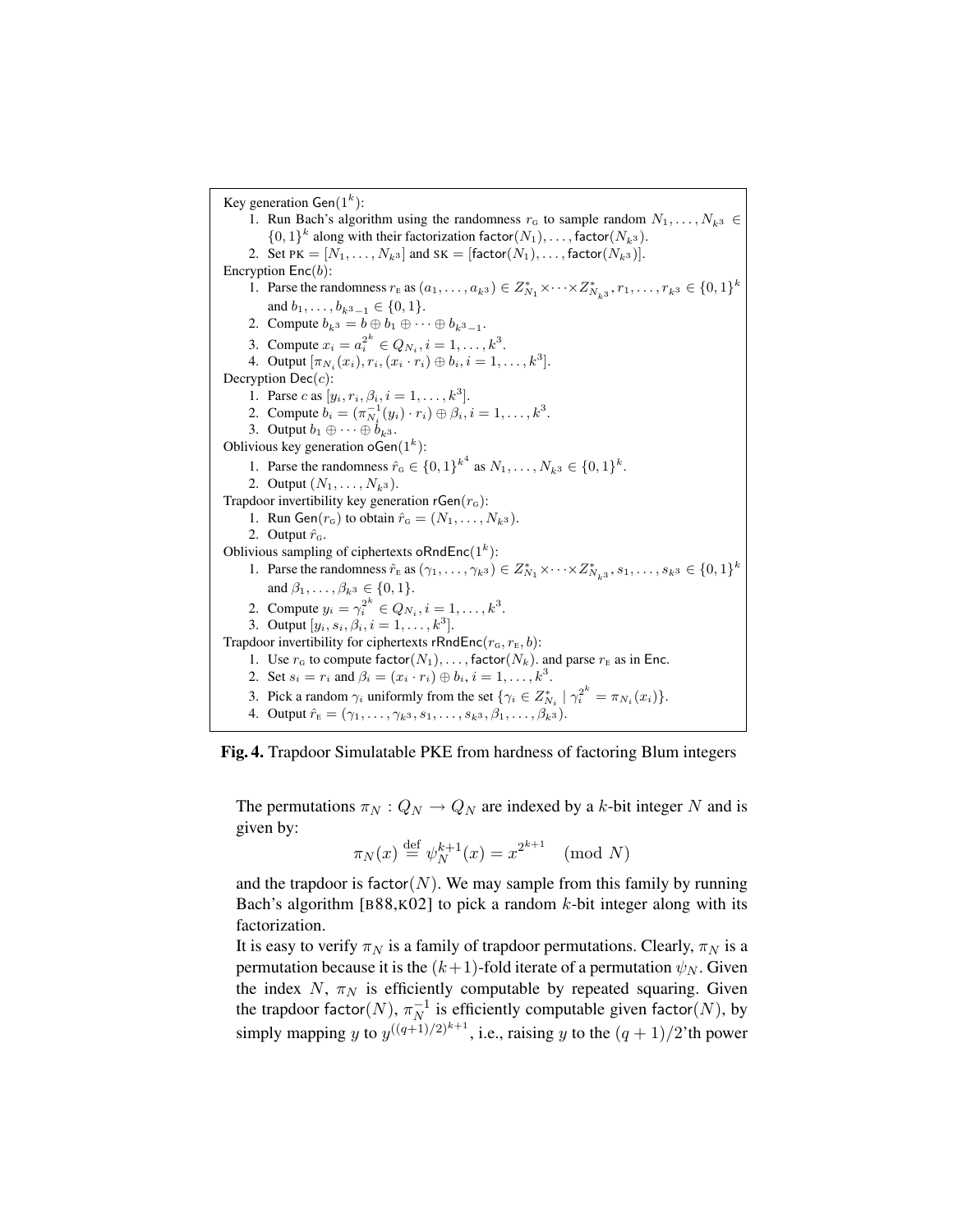Key generation $\mathsf{Gen}(1^k)$:

1. Run Bach's algorithm using the randomness $r_{\text{G}}$ to sample random $N_1, \ldots, N_{k^3} \in \{0,1\}^k$ along with their factorization $\mathsf{factor}(N_1), \ldots, \mathsf{factor}(N_{k^3})$.
2. Set $\text{PK} = [N_1, \ldots, N_{k^3}]$ and $\text{SK} = [\mathsf{factor}(N_1), \ldots, \mathsf{factor}(N_{k^3})]$.

Encryption $\mathsf{Enc}(b)$:

1. Parse the randomness $r_{\text{E}}$ as $(a_1, \ldots, a_{k^3}) \in Z^*_{N_1} \times \cdots \times Z^*_{N_{k^3}}, r_1, \ldots, r_{k^3} \in \{0,1\}^k$ and $b_1, \ldots, b_{k^3-1} \in \{0,1\}$.
2. Compute $b_{k^3} = b \oplus b_1 \oplus \cdots \oplus b_{k^3-1}$.
3. Compute $x_i = a_i^{2^k} \in Q_{N_i}, i = 1, \ldots, k^3$.
4. Output $[\pi_{N_i}(x_i), r_i, (x_i \cdot r_i) \oplus b_i, i = 1, \ldots, k^3]$.

Decryption $\mathsf{Dec}(c)$:

1. Parse $c$ as $[y_i, r_i, \beta_i, i = 1, \ldots, k^3]$.
2. Compute $b_i = (\pi^{-1}_{N_i}(y_i) \cdot r_i) \oplus \beta_i, i = 1, \ldots, k^3$.
3. Output $b_1 \oplus \cdots \oplus b_{k^3}$.

Oblivious key generation $\mathsf{oGen}(1^k)$:

1. Parse the randomness $\hat{r}_{\text{G}} \in \{0,1\}^{k^4}$ as $N_1, \ldots, N_{k^3} \in \{0,1\}^k$.
2. Output $(N_1, \ldots, N_{k^3})$.

Trapdoor invertibility key generation $\mathsf{rGen}(r_{\text{G}})$:

1. Run $\mathsf{Gen}(r_{\text{G}})$ to obtain $\hat{r}_{\text{G}} = (N_1, \ldots, N_{k^3})$.
2. Output $\hat{r}_{\text{G}}$.

Oblivious sampling of ciphertexts $\mathsf{oRndEnc}(1^k)$:

1. Parse the randomness $\hat{r}_{\text{E}}$ as $(\gamma_1, \ldots, \gamma_{k^3}) \in Z^*_{N_1} \times \cdots \times Z^*_{N_{k^3}}, s_1, \ldots, s_{k^3} \in \{0,1\}^k$ and $\beta_1, \ldots, \beta_{k^3} \in \{0,1\}$.
2. Compute $y_i = \gamma_i^{2^k} \in Q_{N_i}, i = 1, \ldots, k^3$.
3. Output $[y_i, s_i, \beta_i, i = 1, \ldots, k^3]$.

Trapdoor invertibility for ciphertexts $\mathsf{rRndEnc}(r_{\text{G}}, r_{\text{E}}, b)$:

1. Use $r_{\text{G}}$ to compute $\mathsf{factor}(N_1), \ldots, \mathsf{factor}(N_k)$. and parse $r_{\text{E}}$ as in $\mathsf{Enc}$.
2. Set $s_i = r_i$ and $\beta_i = (x_i \cdot r_i) \oplus b_i, i = 1, \ldots, k^3$.
3. Pick a random $\gamma_i$ uniformly from the set $\{\gamma_i \in Z^*_{N_i} \mid \gamma_i^{2^k} = \pi_{N_i}(x_i)\}$.
4. Output $\hat{r}_{\text{E}} = (\gamma_1, \ldots, \gamma_{k^3}, s_1, \ldots, s_{k^3}, \beta_1, \ldots, \beta_{k^3})$.

**Fig. 4.** Trapdoor Simulatable PKE from hardness of factoring Blum integers

The permutations $\pi_N : Q_N \to Q_N$ are indexed by a $k$-bit integer $N$ and is given by:

$$\pi_N(x) \stackrel{\text{def}}{=} \psi_N^{k+1}(x) = x^{2^{k+1}} \pmod{N}$$

and the trapdoor is $\mathsf{factor}(N)$. We may sample from this family by running Bach's algorithm [B88,K02] to pick a random $k$-bit integer along with its factorization.

It is easy to verify $\pi_N$ is a family of trapdoor permutations. Clearly, $\pi_N$ is a permutation because it is the $(k+1)$-fold iterate of a permutation $\psi_N$. Given the index $N$, $\pi_N$ is efficiently computable by repeated squaring. Given the trapdoor $\mathsf{factor}(N)$, $\pi_N^{-1}$ is efficiently computable given $\mathsf{factor}(N)$, by simply mapping $y$ to $y^{((q+1)/2)^{k+1}}$, i.e., raising $y$ to the $(q+1)/2$'th power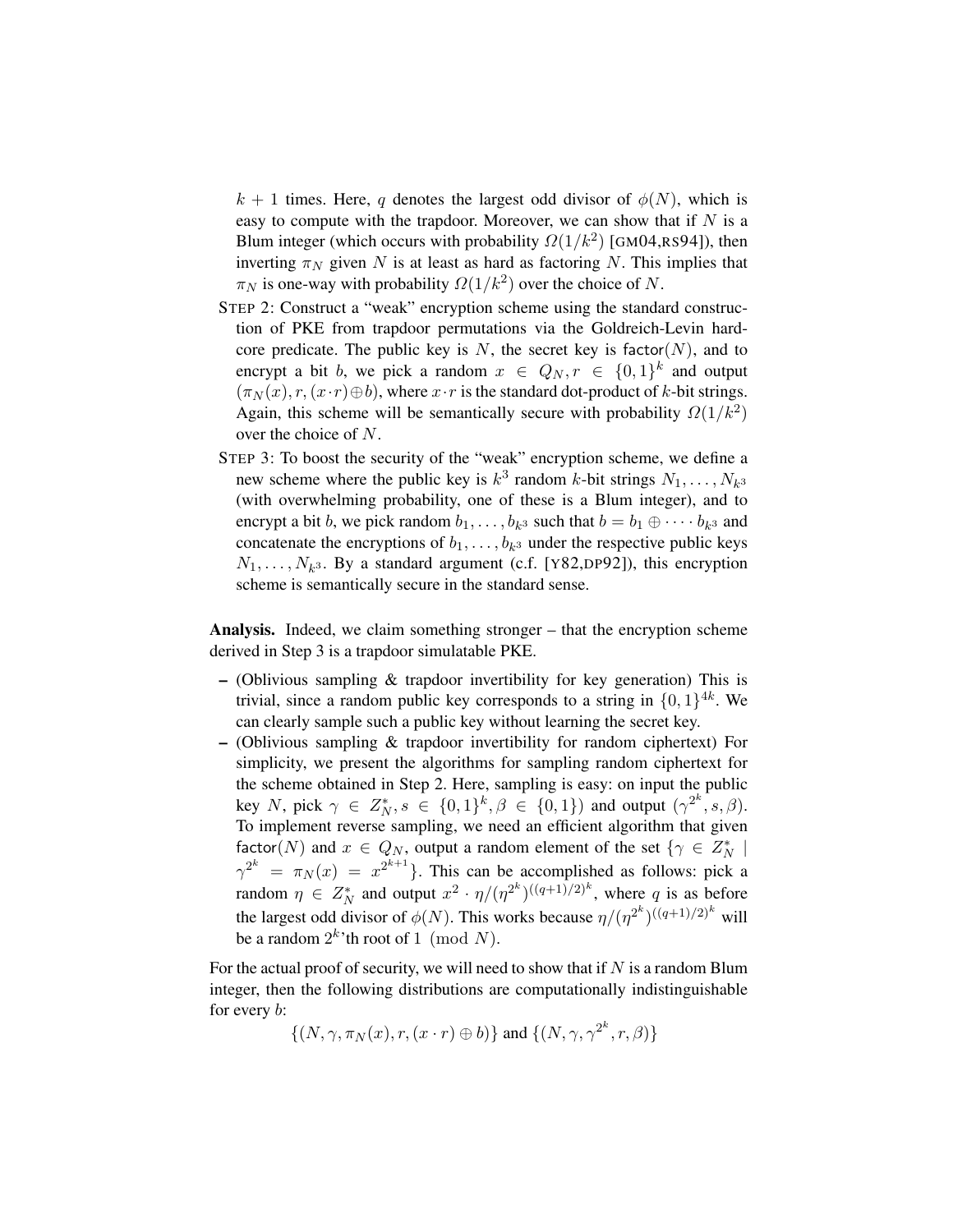$k+1$ times. Here, $q$ denotes the largest odd divisor of $\phi(N)$, which is easy to compute with the trapdoor. Moreover, we can show that if $N$ is a Blum integer (which occurs with probability $\Omega(1/k^2)$ [GM04,RS94]), then inverting $\pi_N$ given $N$ is at least as hard as factoring $N$. This implies that $\pi_N$ is one-way with probability $\Omega(1/k^2)$ over the choice of $N$.

STEP 2: Construct a "weak" encryption scheme using the standard construction of PKE from trapdoor permutations via the Goldreich-Levin hardcore predicate. The public key is $N$, the secret key is $\mathsf{factor}(N)$, and to encrypt a bit $b$, we pick a random $x \in Q_N, r \in \{0,1\}^k$ and output $(\pi_N(x), r, (x \cdot r) \oplus b)$, where $x \cdot r$ is the standard dot-product of $k$-bit strings. Again, this scheme will be semantically secure with probability $\Omega(1/k^2)$ over the choice of $N$.

STEP 3: To boost the security of the "weak" encryption scheme, we define a new scheme where the public key is $k^3$ random $k$-bit strings $N_1, \ldots, N_{k^3}$ (with overwhelming probability, one of these is a Blum integer), and to encrypt a bit $b$, we pick random $b_1, \ldots, b_{k^3}$ such that $b = b_1 \oplus \cdots b_{k^3}$ and concatenate the encryptions of $b_1, \ldots, b_{k^3}$ under the respective public keys $N_1, \ldots, N_{k^3}$. By a standard argument (c.f. [Y82,DP92]), this encryption scheme is semantically secure in the standard sense.

**Analysis.** Indeed, we claim something stronger – that the encryption scheme derived in Step 3 is a trapdoor simulatable PKE.

- (Oblivious sampling & trapdoor invertibility for key generation) This is trivial, since a random public key corresponds to a string in $\{0,1\}^{4k}$. We can clearly sample such a public key without learning the secret key.
- (Oblivious sampling & trapdoor invertibility for random ciphertext) For simplicity, we present the algorithms for sampling random ciphertext for the scheme obtained in Step 2. Here, sampling is easy: on input the public key $N$, pick $\gamma \in Z_N^*, s \in \{0,1\}^k, \beta \in \{0,1\}$) and output $(\gamma^{2^k}, s, \beta)$. To implement reverse sampling, we need an efficient algorithm that given $\mathsf{factor}(N)$ and $x \in Q_N$, output a random element of the set $\{\gamma \in Z_N^* \mid \gamma^{2^k} = \pi_N(x) = x^{2^{k+1}}\}$. This can be accomplished as follows: pick a random $\eta \in Z_N^*$ and output $x^2 \cdot \eta / (\eta^{2^k})^{((q+1)/2)^k}$, where $q$ is as before the largest odd divisor of $\phi(N)$. This works because $\eta / (\eta^{2^k})^{((q+1)/2)^k}$ will be a random $2^k$'th root of $1 \pmod{N}$.

For the actual proof of security, we will need to show that if $N$ is a random Blum integer, then the following distributions are computationally indistinguishable for every $b$:

$$\{(N, \gamma, \pi_N(x), r, (x \cdot r) \oplus b)\} \text{ and } \{(N, \gamma, \gamma^{2^k}, r, \beta)\}$$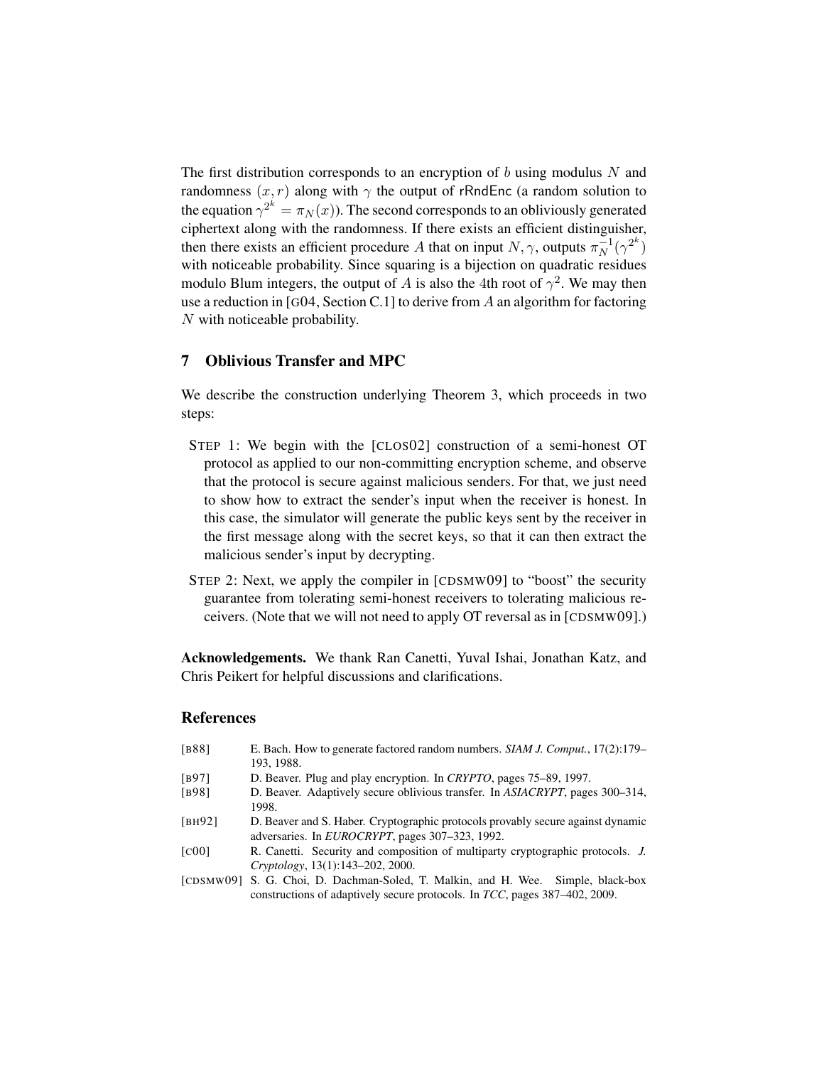The first distribution corresponds to an encryption of $b$ using modulus $N$ and randomness $(x, r)$ along with $\gamma$ the output of $\mathsf{rRndEnc}$ (a random solution to the equation $\gamma^{2^k} = \pi_N(x)$). The second corresponds to an obliviously generated ciphertext along with the randomness. If there exists an efficient distinguisher, then there exists an efficient procedure $A$ that on input $N, \gamma$, outputs $\pi_N^{-1}(\gamma^{2^k})$ with noticeable probability. Since squaring is a bijection on quadratic residues modulo Blum integers, the output of $A$ is also the 4th root of $\gamma^2$. We may then use a reduction in [G04, Section C.1] to derive from $A$ an algorithm for factoring $N$ with noticeable probability.

## 7 Oblivious Transfer and MPC

We describe the construction underlying Theorem 3, which proceeds in two steps:

- STEP 1: We begin with the [CLOS02] construction of a semi-honest OT protocol as applied to our non-committing encryption scheme, and observe that the protocol is secure against malicious senders. For that, we just need to show how to extract the sender's input when the receiver is honest. In this case, the simulator will generate the public keys sent by the receiver in the first message along with the secret keys, so that it can then extract the malicious sender's input by decrypting.
- STEP 2: Next, we apply the compiler in [CDSMW09] to "boost" the security guarantee from tolerating semi-honest receivers to tolerating malicious receivers. (Note that we will not need to apply OT reversal as in [CDSMW09].)

**Acknowledgements.** We thank Ran Canetti, Yuval Ishai, Jonathan Katz, and Chris Peikert for helpful discussions and clarifications.

## References

- [B88] E. Bach. How to generate factored random numbers. *SIAM J. Comput.*, 17(2):179–193, 1988.
- [B97] D. Beaver. Plug and play encryption. In *CRYPTO*, pages 75–89, 1997.
- [B98] D. Beaver. Adaptively secure oblivious transfer. In *ASIACRYPT*, pages 300–314, 1998.
- [BH92] D. Beaver and S. Haber. Cryptographic protocols provably secure against dynamic adversaries. In *EUROCRYPT*, pages 307–323, 1992.
- [C00] R. Canetti. Security and composition of multiparty cryptographic protocols. *J. Cryptology*, 13(1):143–202, 2000.
- [CDSMW09] S. G. Choi, D. Dachman-Soled, T. Malkin, and H. Wee. Simple, black-box constructions of adaptively secure protocols. In *TCC*, pages 387–402, 2009.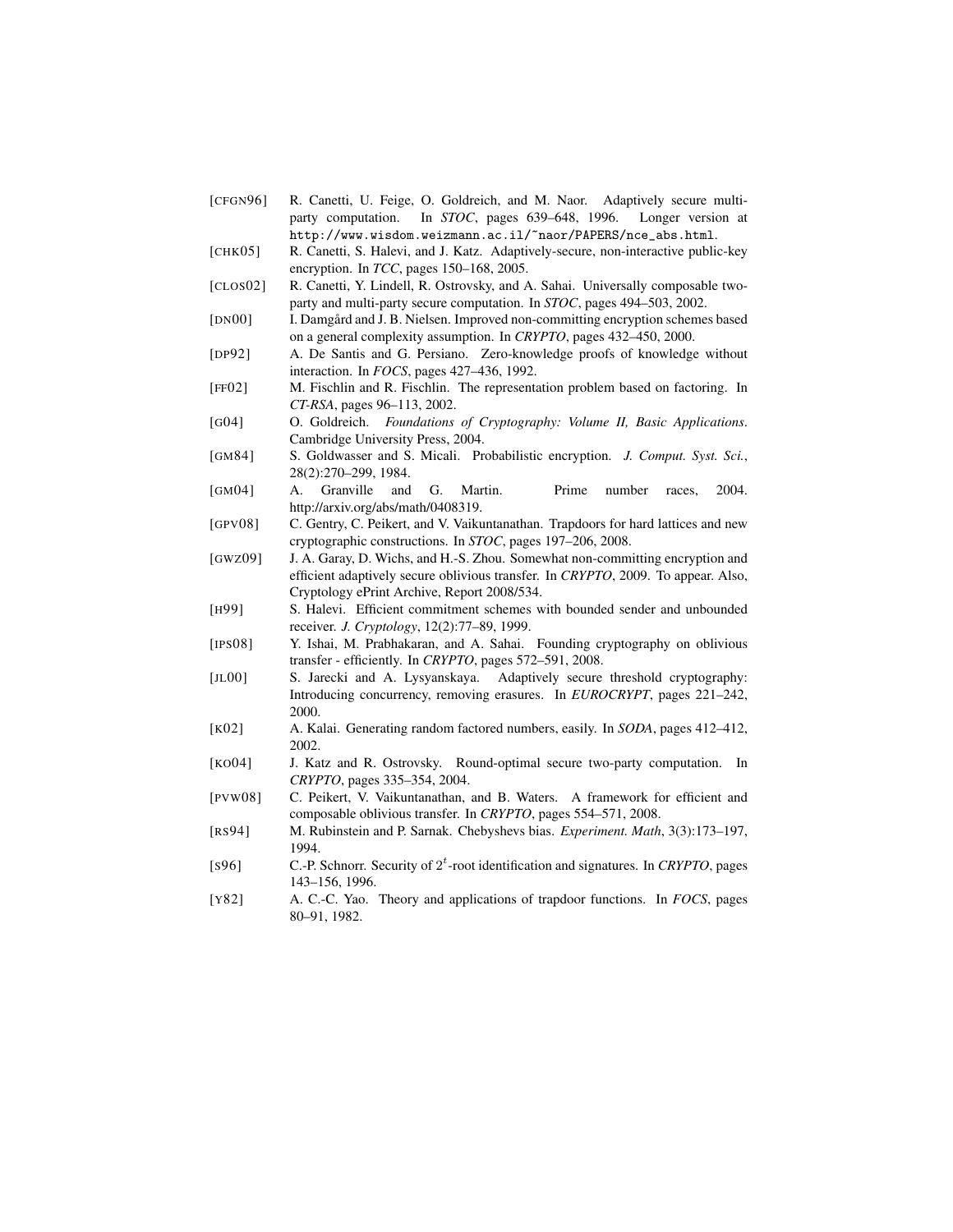[CFGN96] R. Canetti, U. Feige, O. Goldreich, and M. Naor. Adaptively secure multi-party computation. In *STOC*, pages 639–648, 1996. Longer version at `http://www.wisdom.weizmann.ac.il/~naor/PAPERS/nce_abs.html`.

[CHK05] R. Canetti, S. Halevi, and J. Katz. Adaptively-secure, non-interactive public-key encryption. In *TCC*, pages 150–168, 2005.

[CLOS02] R. Canetti, Y. Lindell, R. Ostrovsky, and A. Sahai. Universally composable two-party and multi-party secure computation. In *STOC*, pages 494–503, 2002.

[DN00] I. Damgård and J. B. Nielsen. Improved non-committing encryption schemes based on a general complexity assumption. In *CRYPTO*, pages 432–450, 2000.

[DP92] A. De Santis and G. Persiano. Zero-knowledge proofs of knowledge without interaction. In *FOCS*, pages 427–436, 1992.

[FF02] M. Fischlin and R. Fischlin. The representation problem based on factoring. In *CT-RSA*, pages 96–113, 2002.

[G04] O. Goldreich. *Foundations of Cryptography: Volume II, Basic Applications*. Cambridge University Press, 2004.

[GM84] S. Goldwasser and S. Micali. Probabilistic encryption. *J. Comput. Syst. Sci.*, 28(2):270–299, 1984.

[GM04] A. Granville and G. Martin. Prime number races, 2004. http://arxiv.org/abs/math/0408319.

[GPV08] C. Gentry, C. Peikert, and V. Vaikuntanathan. Trapdoors for hard lattices and new cryptographic constructions. In *STOC*, pages 197–206, 2008.

[GWZ09] J. A. Garay, D. Wichs, and H.-S. Zhou. Somewhat non-committing encryption and efficient adaptively secure oblivious transfer. In *CRYPTO*, 2009. To appear. Also, Cryptology ePrint Archive, Report 2008/534.

[H99] S. Halevi. Efficient commitment schemes with bounded sender and unbounded receiver. *J. Cryptology*, 12(2):77–89, 1999.

[IPS08] Y. Ishai, M. Prabhakaran, and A. Sahai. Founding cryptography on oblivious transfer - efficiently. In *CRYPTO*, pages 572–591, 2008.

[JL00] S. Jarecki and A. Lysyanskaya. Adaptively secure threshold cryptography: Introducing concurrency, removing erasures. In *EUROCRYPT*, pages 221–242, 2000.

[K02] A. Kalai. Generating random factored numbers, easily. In *SODA*, pages 412–412, 2002.

[KO04] J. Katz and R. Ostrovsky. Round-optimal secure two-party computation. In *CRYPTO*, pages 335–354, 2004.

[PVW08] C. Peikert, V. Vaikuntanathan, and B. Waters. A framework for efficient and composable oblivious transfer. In *CRYPTO*, pages 554–571, 2008.

[RS94] M. Rubinstein and P. Sarnak. Chebyshevs bias. *Experiment. Math*, 3(3):173–197, 1994.

[S96] C.-P. Schnorr. Security of $2^t$-root identification and signatures. In *CRYPTO*, pages 143–156, 1996.

[Y82] A. C.-C. Yao. Theory and applications of trapdoor functions. In *FOCS*, pages 80–91, 1982.